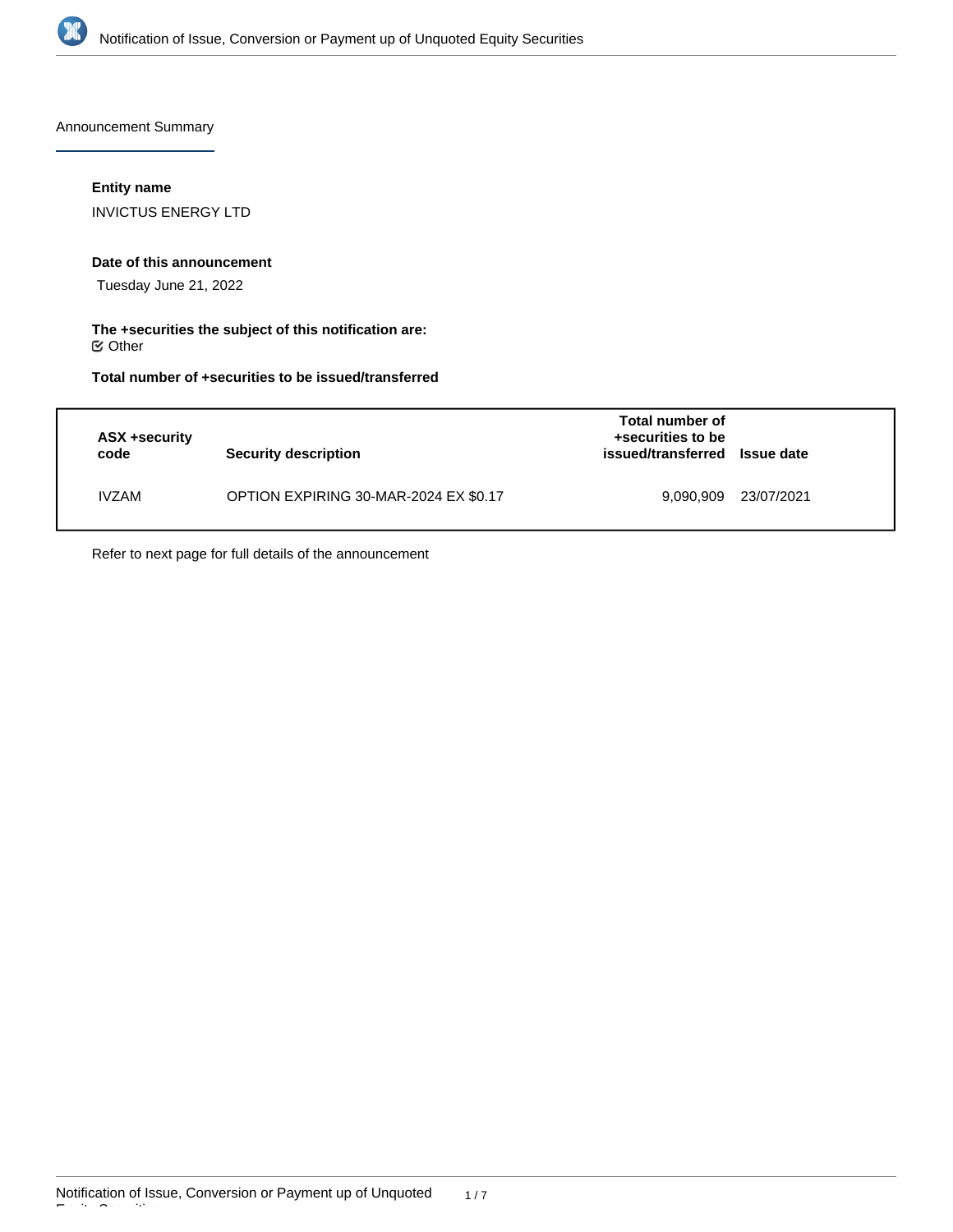Announcement Summary

**Entity name**

INVICTUS ENERGY LTD

**Date of this announcement**

Tuesday June 21, 2022

**The +securities the subject of this notification are:**

☑ Other

**Total number of +securities to be issued/transferred**

| ASX +security code | Security description | Total number of +securities to be issued/transferred | Issue date |
| --- | --- | --- | --- |
| IVZAM | OPTION EXPIRING 30-MAR-2024 EX $0.17 | 9,090,909 | 23/07/2021 |

Refer to next page for full details of the announcement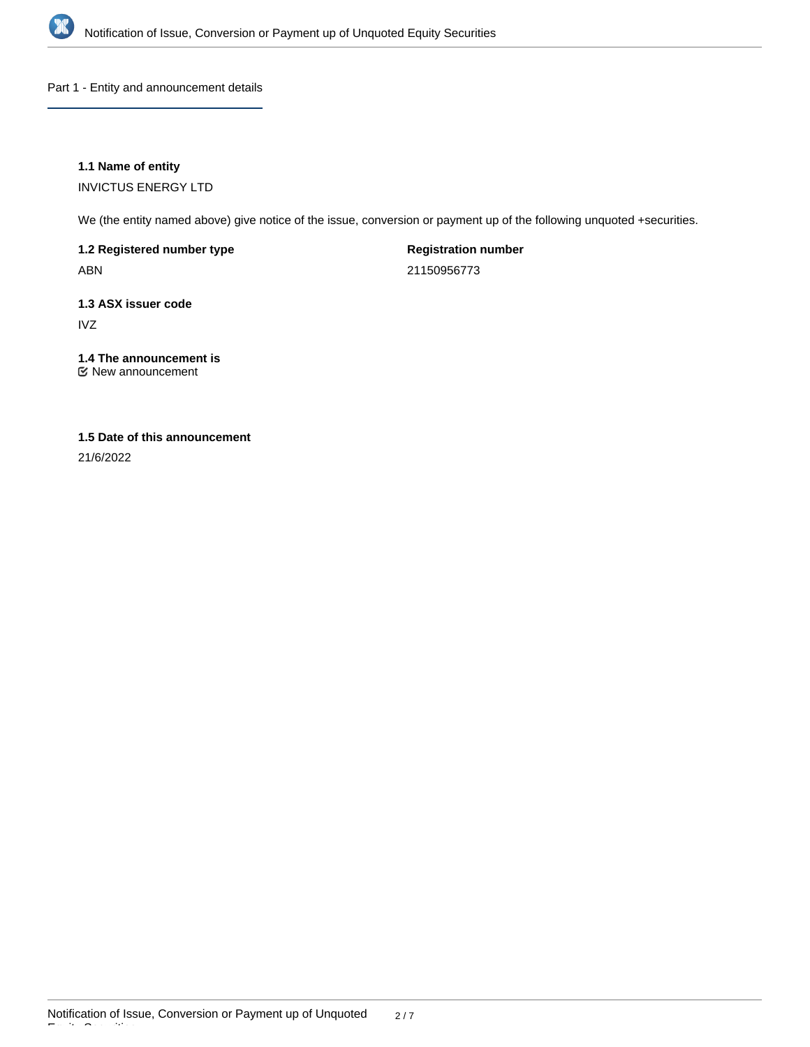## Part 1 - Entity and announcement details

**1.1 Name of entity**

INVICTUS ENERGY LTD

We (the entity named above) give notice of the issue, conversion or payment up of the following unquoted +securities.

**1.2 Registered number type**

ABN

**Registration number**

21150956773

**1.3 ASX issuer code**

IVZ

**1.4 The announcement is**

☑ New announcement

**1.5 Date of this announcement**

21/6/2022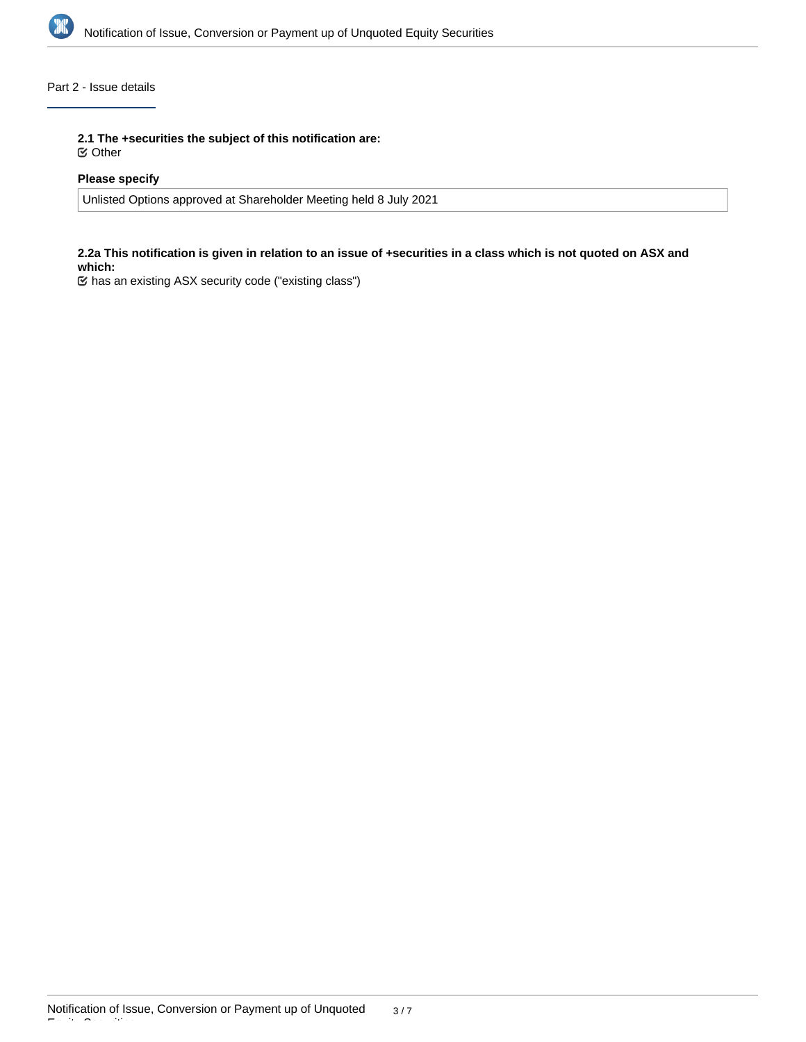## Part 2 - Issue details

**2.1 The +securities the subject of this notification are:**

☑ Other

**Please specify**

Unlisted Options approved at Shareholder Meeting held 8 July 2021

**2.2a This notification is given in relation to an issue of +securities in a class which is not quoted on ASX and which:**

☑ has an existing ASX security code ("existing class")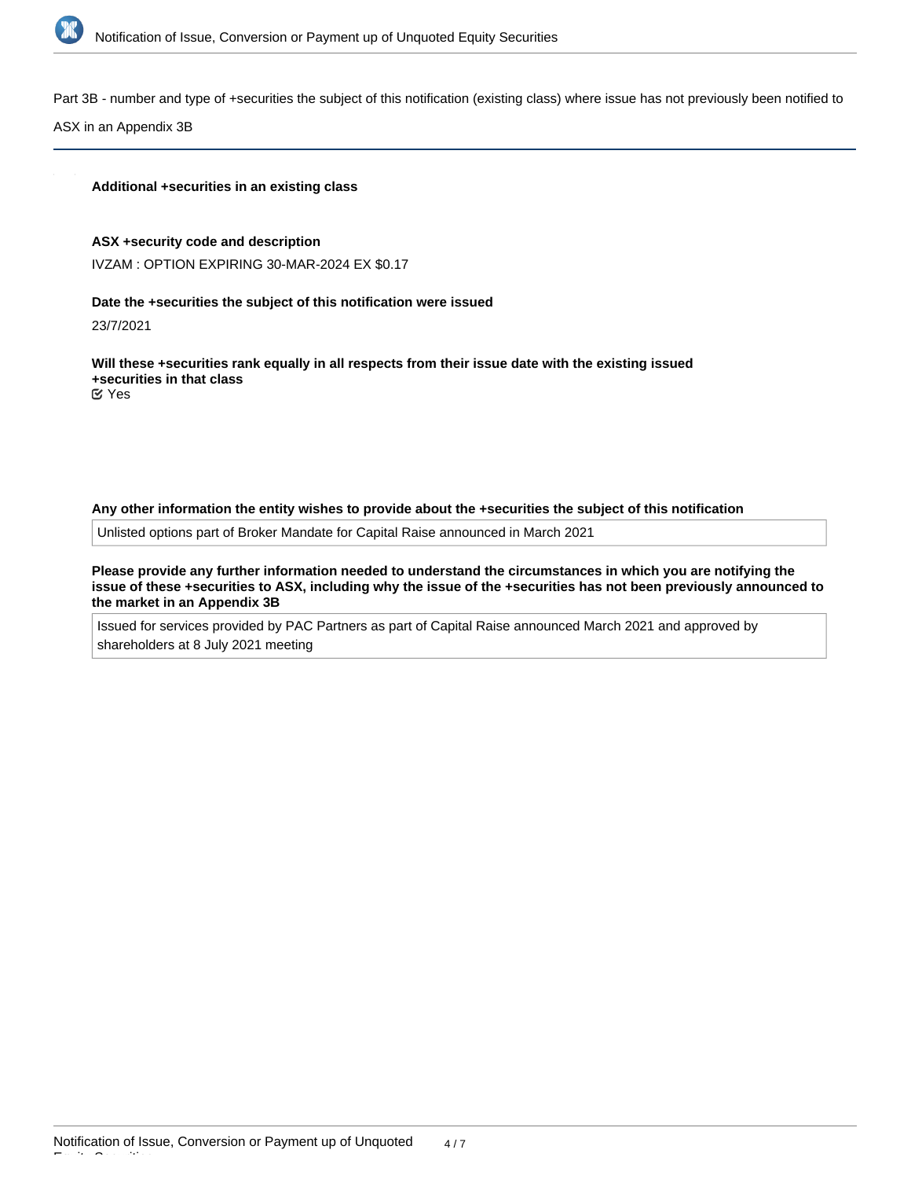Part 3B - number and type of +securities the subject of this notification (existing class) where issue has not previously been notified to ASX in an Appendix 3B

**Additional +securities in an existing class**

**ASX +security code and description**

IVZAM : OPTION EXPIRING 30-MAR-2024 EX $0.17

**Date the +securities the subject of this notification were issued**

23/7/2021

**Will these +securities rank equally in all respects from their issue date with the existing issued +securities in that class**

☑ Yes

**Any other information the entity wishes to provide about the +securities the subject of this notification**

Unlisted options part of Broker Mandate for Capital Raise announced in March 2021

**Please provide any further information needed to understand the circumstances in which you are notifying the issue of these +securities to ASX, including why the issue of the +securities has not been previously announced to the market in an Appendix 3B**

Issued for services provided by PAC Partners as part of Capital Raise announced March 2021 and approved by shareholders at 8 July 2021 meeting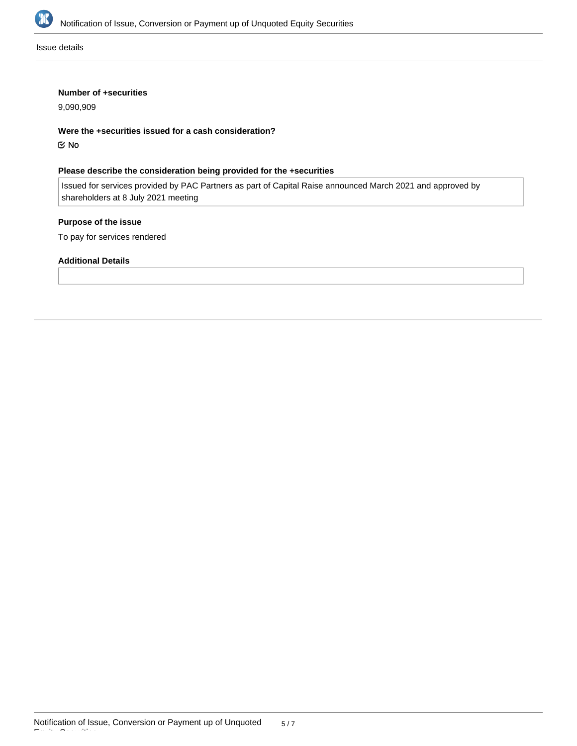Issue details

**Number of +securities**

9,090,909

**Were the +securities issued for a cash consideration?**

☑ No

**Please describe the consideration being provided for the +securities**

Issued for services provided by PAC Partners as part of Capital Raise announced March 2021 and approved by shareholders at 8 July 2021 meeting

**Purpose of the issue**

To pay for services rendered

**Additional Details**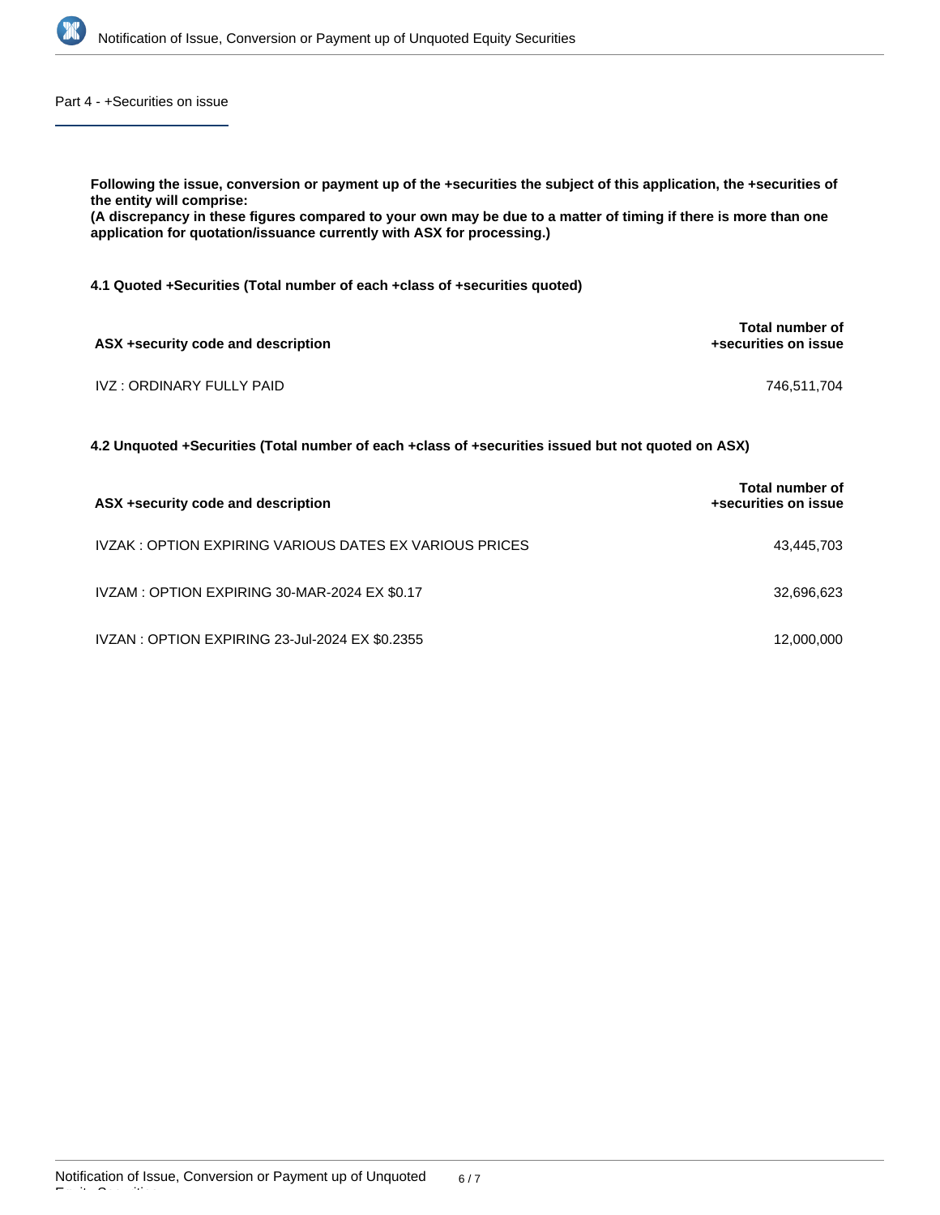## Part 4 - +Securities on issue

**Following the issue, conversion or payment up of the +securities the subject of this application, the +securities of the entity will comprise:**
**(A discrepancy in these figures compared to your own may be due to a matter of timing if there is more than one application for quotation/issuance currently with ASX for processing.)**

**4.1 Quoted +Securities (Total number of each +class of +securities quoted)**

| ASX +security code and description | Total number of +securities on issue |
|---|---|
| IVZ : ORDINARY FULLY PAID | 746,511,704 |

**4.2 Unquoted +Securities (Total number of each +class of +securities issued but not quoted on ASX)**

| ASX +security code and description | Total number of +securities on issue |
|---|---|
| IVZAK : OPTION EXPIRING VARIOUS DATES EX VARIOUS PRICES | 43,445,703 |
| IVZAM : OPTION EXPIRING 30-MAR-2024 EX $0.17 | 32,696,623 |
| IVZAN : OPTION EXPIRING 23-Jul-2024 EX $0.2355 | 12,000,000 |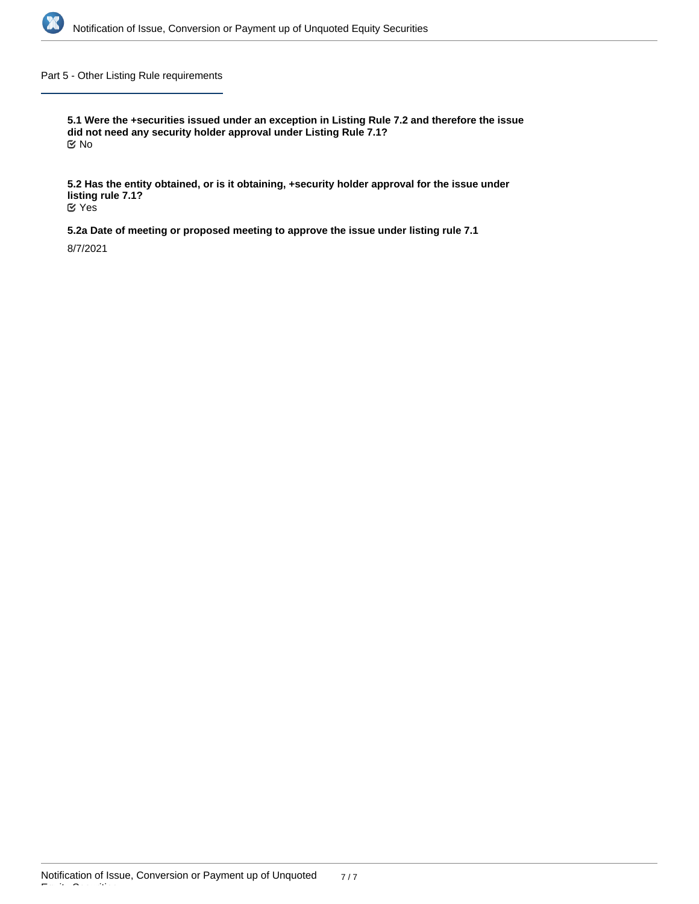## Part 5 - Other Listing Rule requirements

**5.1 Were the +securities issued under an exception in Listing Rule 7.2 and therefore the issue did not need any security holder approval under Listing Rule 7.1?**

No

**5.2 Has the entity obtained, or is it obtaining, +security holder approval for the issue under listing rule 7.1?**

Yes

**5.2a Date of meeting or proposed meeting to approve the issue under listing rule 7.1**

8/7/2021